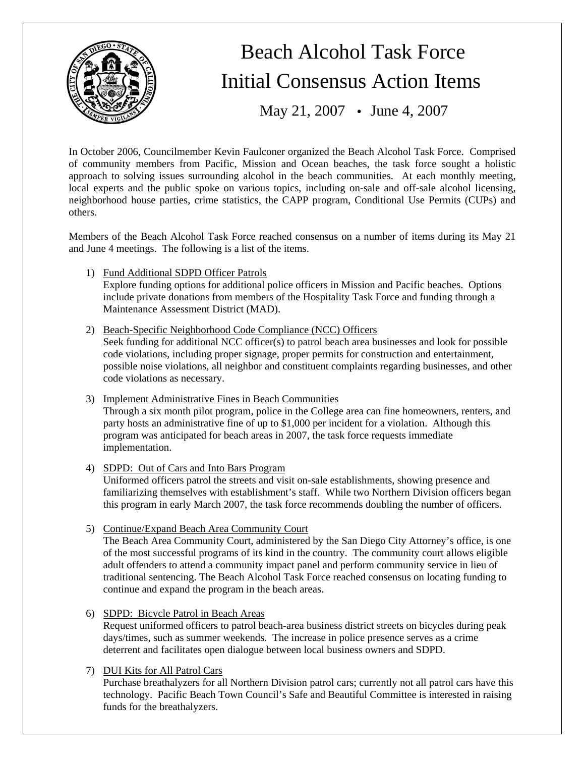# Beach Alcohol Task Force

# Initial Consensus Action Items

## May 21, 2007 • June 4, 2007

In October 2006, Councilmember Kevin Faulconer organized the Beach Alcohol Task Force. Comprised of community members from Pacific, Mission and Ocean beaches, the task force sought a holistic approach to solving issues surrounding alcohol in the beach communities. At each monthly meeting, local experts and the public spoke on various topics, including on-sale and off-sale alcohol licensing, neighborhood house parties, crime statistics, the CAPP program, Conditional Use Permits (CUPs) and others.

Members of the Beach Alcohol Task Force reached consensus on a number of items during its May 21 and June 4 meetings. The following is a list of the items.

1) <u>Fund Additional SDPD Officer Patrols</u>
   Explore funding options for additional police officers in Mission and Pacific beaches. Options include private donations from members of the Hospitality Task Force and funding through a Maintenance Assessment District (MAD).

2) <u>Beach-Specific Neighborhood Code Compliance (NCC) Officers</u>
   Seek funding for additional NCC officer(s) to patrol beach area businesses and look for possible code violations, including proper signage, proper permits for construction and entertainment, possible noise violations, all neighbor and constituent complaints regarding businesses, and other code violations as necessary.

3) <u>Implement Administrative Fines in Beach Communities</u>
   Through a six month pilot program, police in the College area can fine homeowners, renters, and party hosts an administrative fine of up to $1,000 per incident for a violation. Although this program was anticipated for beach areas in 2007, the task force requests immediate implementation.

4) <u>SDPD: Out of Cars and Into Bars Program</u>
   Uniformed officers patrol the streets and visit on-sale establishments, showing presence and familiarizing themselves with establishment's staff. While two Northern Division officers began this program in early March 2007, the task force recommends doubling the number of officers.

5) <u>Continue/Expand Beach Area Community Court</u>
   The Beach Area Community Court, administered by the San Diego City Attorney's office, is one of the most successful programs of its kind in the country. The community court allows eligible adult offenders to attend a community impact panel and perform community service in lieu of traditional sentencing. The Beach Alcohol Task Force reached consensus on locating funding to continue and expand the program in the beach areas.

6) <u>SDPD: Bicycle Patrol in Beach Areas</u>
   Request uniformed officers to patrol beach-area business district streets on bicycles during peak days/times, such as summer weekends. The increase in police presence serves as a crime deterrent and facilitates open dialogue between local business owners and SDPD.

7) <u>DUI Kits for All Patrol Cars</u>
   Purchase breathalyzers for all Northern Division patrol cars; currently not all patrol cars have this technology. Pacific Beach Town Council's Safe and Beautiful Committee is interested in raising funds for the breathalyzers.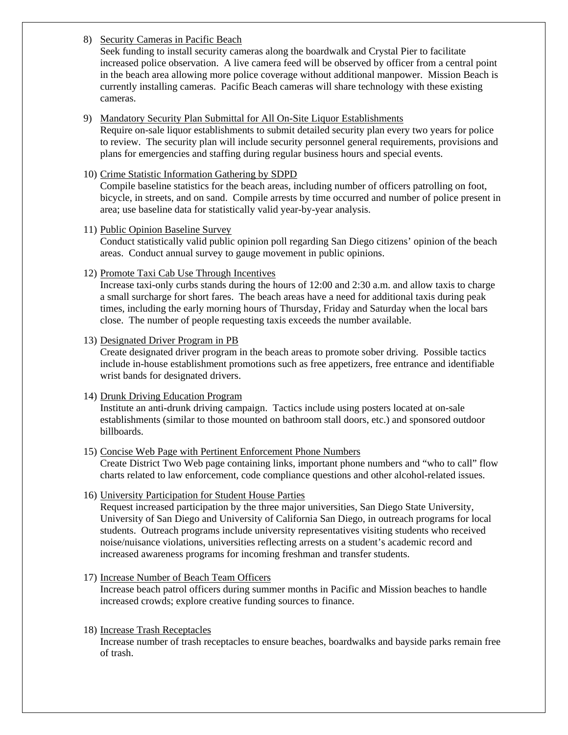8) Security Cameras in Pacific Beach
   Seek funding to install security cameras along the boardwalk and Crystal Pier to facilitate increased police observation. A live camera feed will be observed by officer from a central point in the beach area allowing more police coverage without additional manpower. Mission Beach is currently installing cameras. Pacific Beach cameras will share technology with these existing cameras.

9) Mandatory Security Plan Submittal for All On-Site Liquor Establishments
   Require on-sale liquor establishments to submit detailed security plan every two years for police to review. The security plan will include security personnel general requirements, provisions and plans for emergencies and staffing during regular business hours and special events.

10) Crime Statistic Information Gathering by SDPD
    Compile baseline statistics for the beach areas, including number of officers patrolling on foot, bicycle, in streets, and on sand. Compile arrests by time occurred and number of police present in area; use baseline data for statistically valid year-by-year analysis.

11) Public Opinion Baseline Survey
    Conduct statistically valid public opinion poll regarding San Diego citizens' opinion of the beach areas. Conduct annual survey to gauge movement in public opinions.

12) Promote Taxi Cab Use Through Incentives
    Increase taxi-only curbs stands during the hours of 12:00 and 2:30 a.m. and allow taxis to charge a small surcharge for short fares. The beach areas have a need for additional taxis during peak times, including the early morning hours of Thursday, Friday and Saturday when the local bars close. The number of people requesting taxis exceeds the number available.

13) Designated Driver Program in PB
    Create designated driver program in the beach areas to promote sober driving. Possible tactics include in-house establishment promotions such as free appetizers, free entrance and identifiable wrist bands for designated drivers.

14) Drunk Driving Education Program
    Institute an anti-drunk driving campaign. Tactics include using posters located at on-sale establishments (similar to those mounted on bathroom stall doors, etc.) and sponsored outdoor billboards.

15) Concise Web Page with Pertinent Enforcement Phone Numbers
    Create District Two Web page containing links, important phone numbers and "who to call" flow charts related to law enforcement, code compliance questions and other alcohol-related issues.

16) University Participation for Student House Parties
    Request increased participation by the three major universities, San Diego State University, University of San Diego and University of California San Diego, in outreach programs for local students. Outreach programs include university representatives visiting students who received noise/nuisance violations, universities reflecting arrests on a student's academic record and increased awareness programs for incoming freshman and transfer students.

17) Increase Number of Beach Team Officers
    Increase beach patrol officers during summer months in Pacific and Mission beaches to handle increased crowds; explore creative funding sources to finance.

18) Increase Trash Receptacles
    Increase number of trash receptacles to ensure beaches, boardwalks and bayside parks remain free of trash.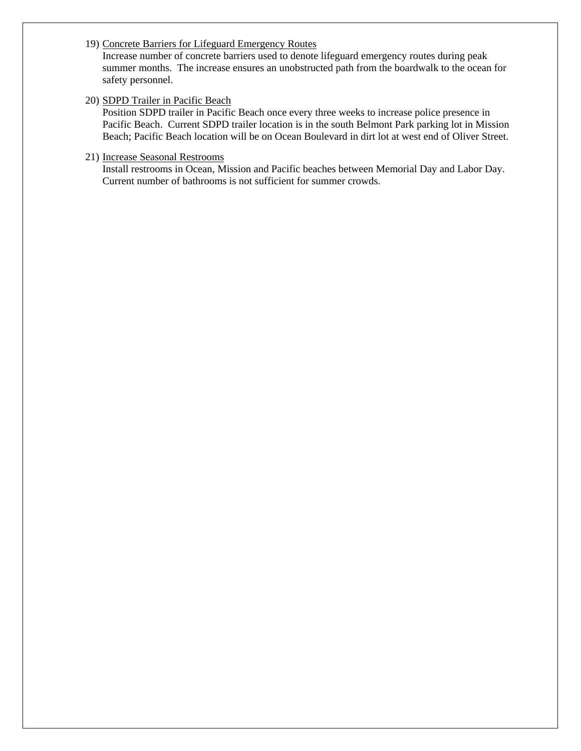19) <u>Concrete Barriers for Lifeguard Emergency Routes</u>
    Increase number of concrete barriers used to denote lifeguard emergency routes during peak summer months. The increase ensures an unobstructed path from the boardwalk to the ocean for safety personnel.

20) <u>SDPD Trailer in Pacific Beach</u>
    Position SDPD trailer in Pacific Beach once every three weeks to increase police presence in Pacific Beach. Current SDPD trailer location is in the south Belmont Park parking lot in Mission Beach; Pacific Beach location will be on Ocean Boulevard in dirt lot at west end of Oliver Street.

21) <u>Increase Seasonal Restrooms</u>
    Install restrooms in Ocean, Mission and Pacific beaches between Memorial Day and Labor Day. Current number of bathrooms is not sufficient for summer crowds.